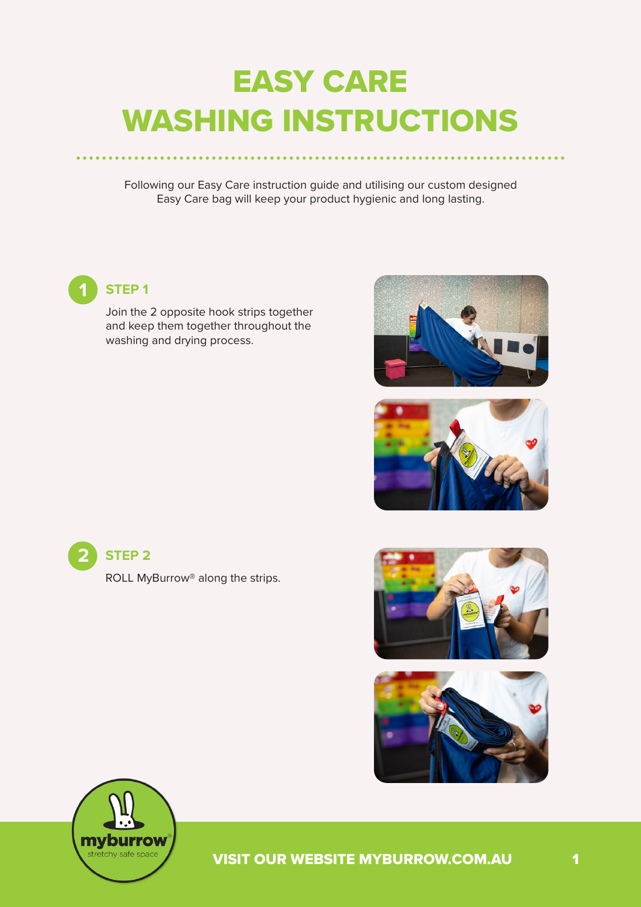# EASY CARE WASHING INSTRUCTIONS

Following our Easy Care instruction guide and utilising our custom designed Easy Care bag will keep your product hygienic and long lasting.

## STEP 1

Join the 2 opposite hook strips together and keep them together throughout the washing and drying process.

## STEP 2

ROLL MyBurrow® along the strips.

VISIT OUR WEBSITE MYBURROW.COM.AU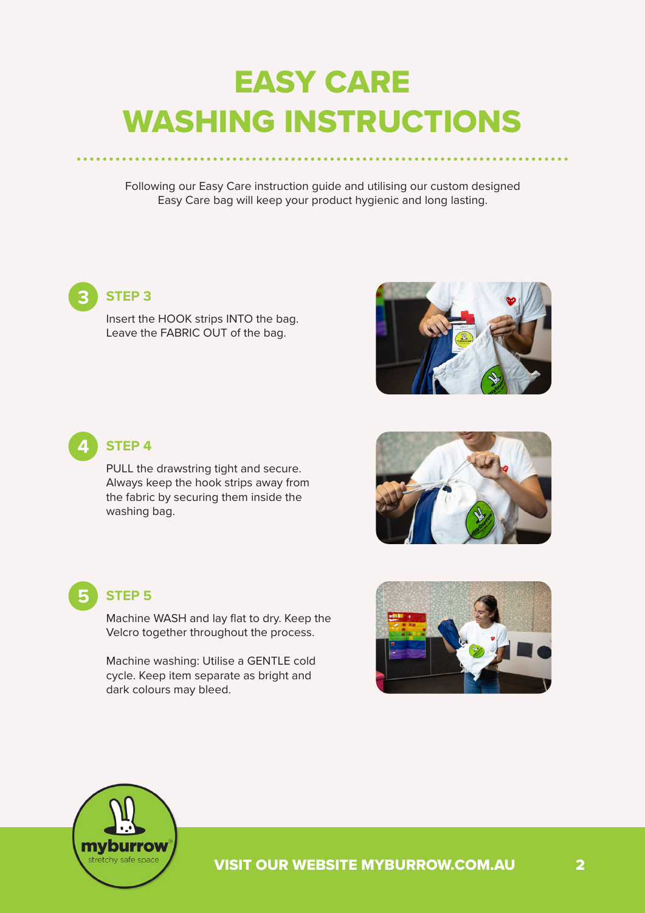# EASY CARE WASHING INSTRUCTIONS

Following our Easy Care instruction guide and utilising our custom designed Easy Care bag will keep your product hygienic and long lasting.

## STEP 3

Insert the HOOK strips INTO the bag. Leave the FABRIC OUT of the bag.

## STEP 4

PULL the drawstring tight and secure. Always keep the hook strips away from the fabric by securing them inside the washing bag.

## STEP 5

Machine WASH and lay flat to dry. Keep the Velcro together throughout the process.

Machine washing: Utilise a GENTLE cold cycle. Keep item separate as bright and dark colours may bleed.

myburrow® stretchy safe space

VISIT OUR WEBSITE MYBURROW.COM.AU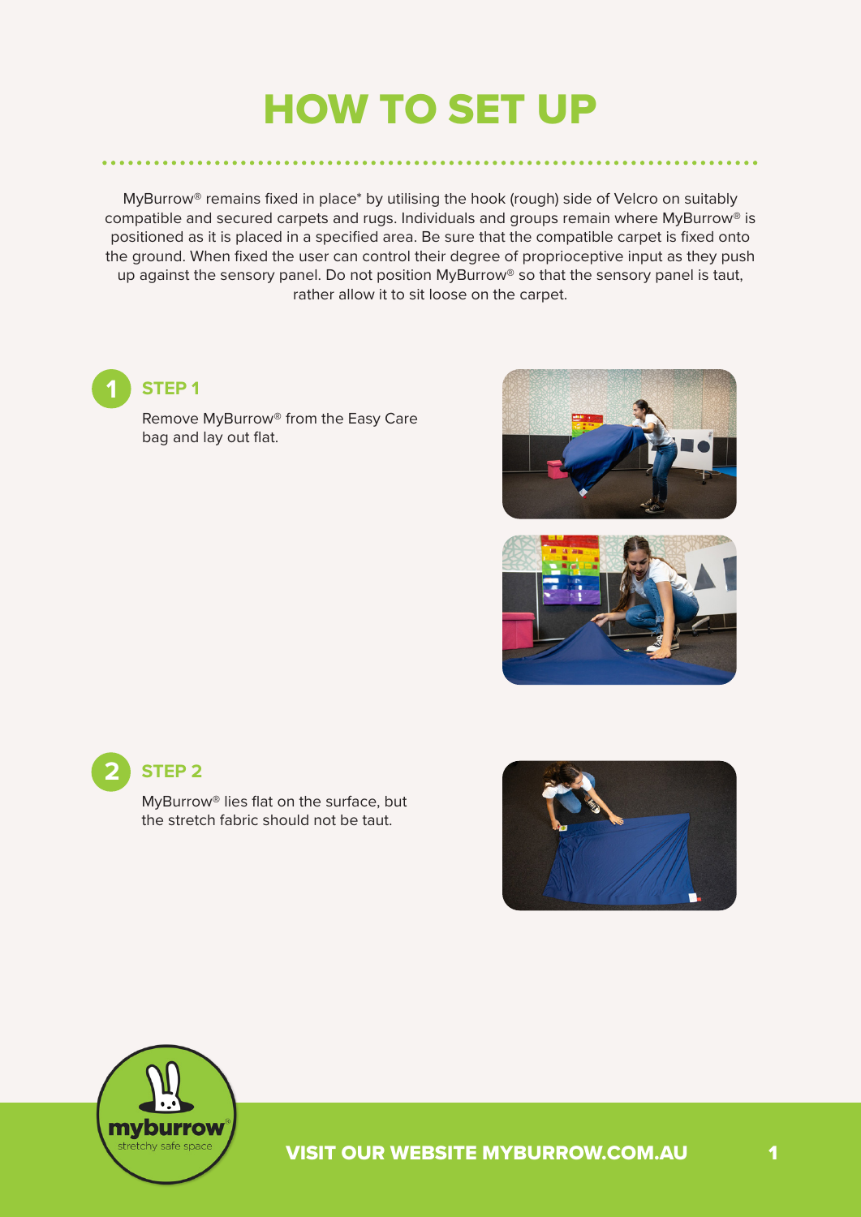# HOW TO SET UP

MyBurrow® remains fixed in place* by utilising the hook (rough) side of Velcro on suitably compatible and secured carpets and rugs. Individuals and groups remain where MyBurrow® is positioned as it is placed in a specified area. Be sure that the compatible carpet is fixed onto the ground. When fixed the user can control their degree of proprioceptive input as they push up against the sensory panel. Do not position MyBurrow® so that the sensory panel is taut, rather allow it to sit loose on the carpet.

## 1 STEP 1

Remove MyBurrow® from the Easy Care bag and lay out flat.

## 2 STEP 2

MyBurrow® lies flat on the surface, but the stretch fabric should not be taut.

myburrow® stretchy safe space

VISIT OUR WEBSITE MYBURROW.COM.AU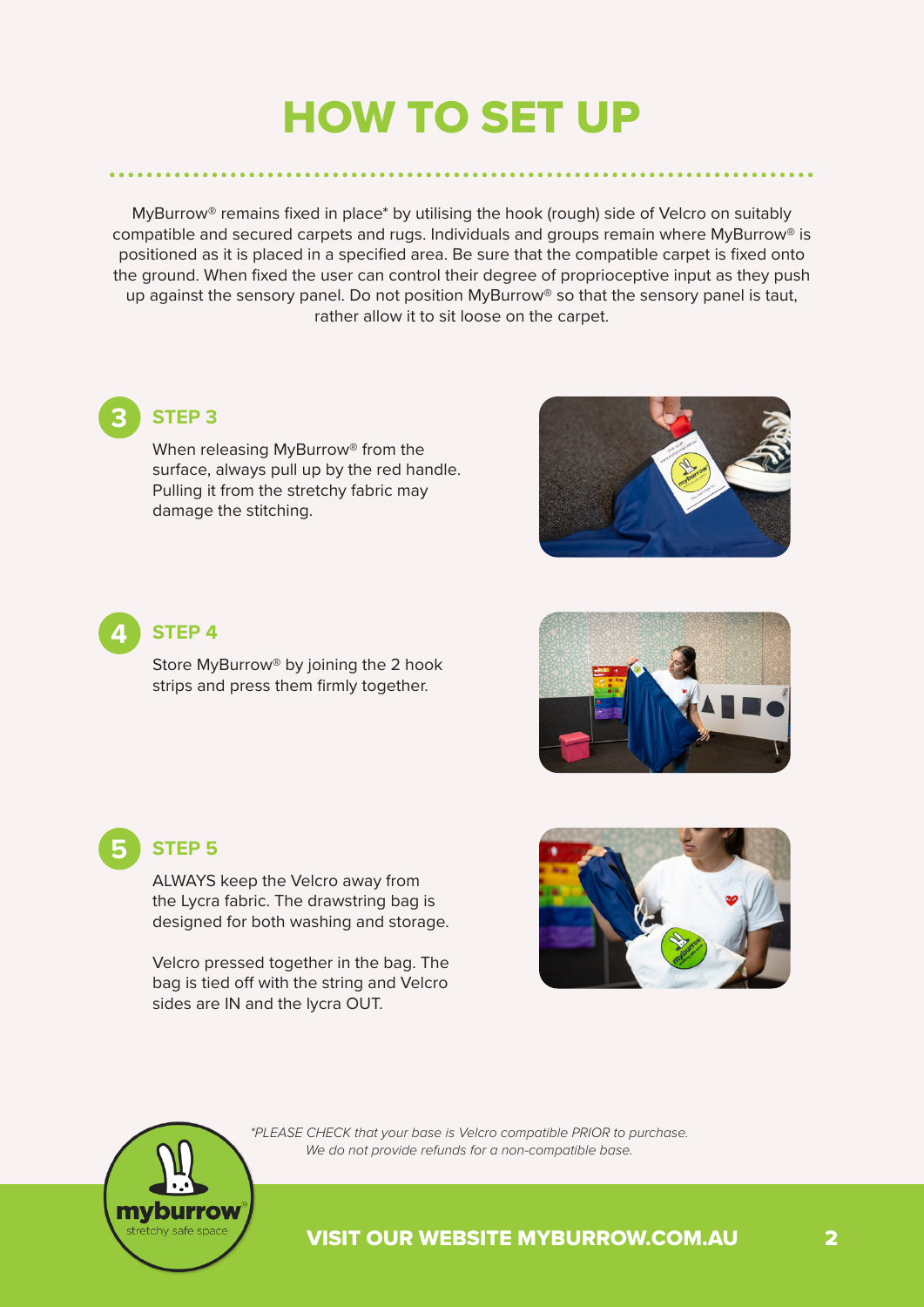# HOW TO SET UP

MyBurrow® remains fixed in place* by utilising the hook (rough) side of Velcro on suitably compatible and secured carpets and rugs. Individuals and groups remain where MyBurrow® is positioned as it is placed in a specified area. Be sure that the compatible carpet is fixed onto the ground. When fixed the user can control their degree of proprioceptive input as they push up against the sensory panel. Do not position MyBurrow® so that the sensory panel is taut, rather allow it to sit loose on the carpet.

## 3 STEP 3

When releasing MyBurrow® from the surface, always pull up by the red handle. Pulling it from the stretchy fabric may damage the stitching.

## 4 STEP 4

Store MyBurrow® by joining the 2 hook strips and press them firmly together.

## 5 STEP 5

ALWAYS keep the Velcro away from the Lycra fabric. The drawstring bag is designed for both washing and storage.

Velcro pressed together in the bag. The bag is tied off with the string and Velcro sides are IN and the lycra OUT.

*\*PLEASE CHECK that your base is Velcro compatible PRIOR to purchase. We do not provide refunds for a non-compatible base.*

myburrow® stretchy safe space

**VISIT OUR WEBSITE MYBURROW.COM.AU**